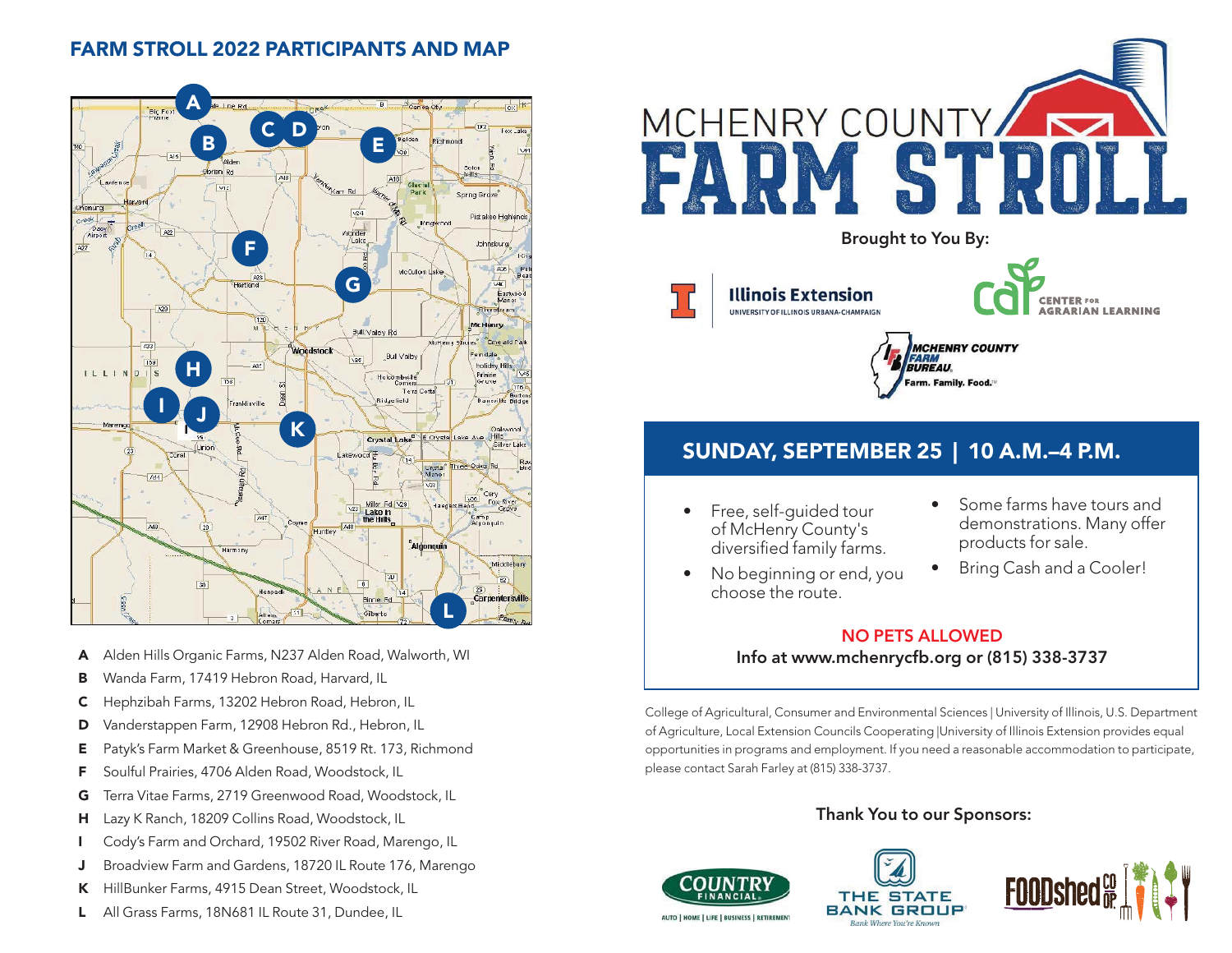## FARM STROLL 2022 PARTICIPANTS AND MAP

- **A** Alden Hills Organic Farms, N237 Alden Road, Walworth, WI
- **B** Wanda Farm, 17419 Hebron Road, Harvard, IL
- **C** Hephzibah Farms, 13202 Hebron Road, Hebron, IL
- **D** Vanderstappen Farm, 12908 Hebron Rd., Hebron, IL
- **E** Patyk's Farm Market & Greenhouse, 8519 Rt. 173, Richmond
- **F** Soulful Prairies, 4706 Alden Road, Woodstock, IL
- **G** Terra Vitae Farms, 2719 Greenwood Road, Woodstock, IL
- **H** Lazy K Ranch, 18209 Collins Road, Woodstock, IL
- **I** Cody's Farm and Orchard, 19502 River Road, Marengo, IL
- **J** Broadview Farm and Gardens, 18720 IL Route 176, Marengo
- **K** HillBunker Farms, 4915 Dean Street, Woodstock, IL
- **L** All Grass Farms, 18N681 IL Route 31, Dundee, IL

# MCHENRY COUNTY FARM STROLL

**Brought to You By:**

Illinois Extension — University of Illinois Urbana-Champaign

CAL Center for Agrarian Learning

McHenry County Farm Bureau. Farm. Family. Food.™

## SUNDAY, SEPTEMBER 25 | 10 A.M.–4 P.M.

- Free, self-guided tour of McHenry County's diversified family farms.
- No beginning or end, you choose the route.
- Some farms have tours and demonstrations. Many offer products for sale.
- Bring Cash and a Cooler!

**NO PETS ALLOWED**

**Info at www.mchenrycfb.org or (815) 338-3737**

College of Agricultural, Consumer and Environmental Sciences | University of Illinois, U.S. Department of Agriculture, Local Extension Councils Cooperating |University of Illinois Extension provides equal opportunities in programs and employment. If you need a reasonable accommodation to participate, please contact Sarah Farley at (815) 338-3737.

**Thank You to our Sponsors:**

COUNTRY FINANCIAL — AUTO | HOME | LIFE | BUSINESS | RETIREMENT

THE STATE BANK GROUP — Bank Where You're Known

FOODshed CO-OP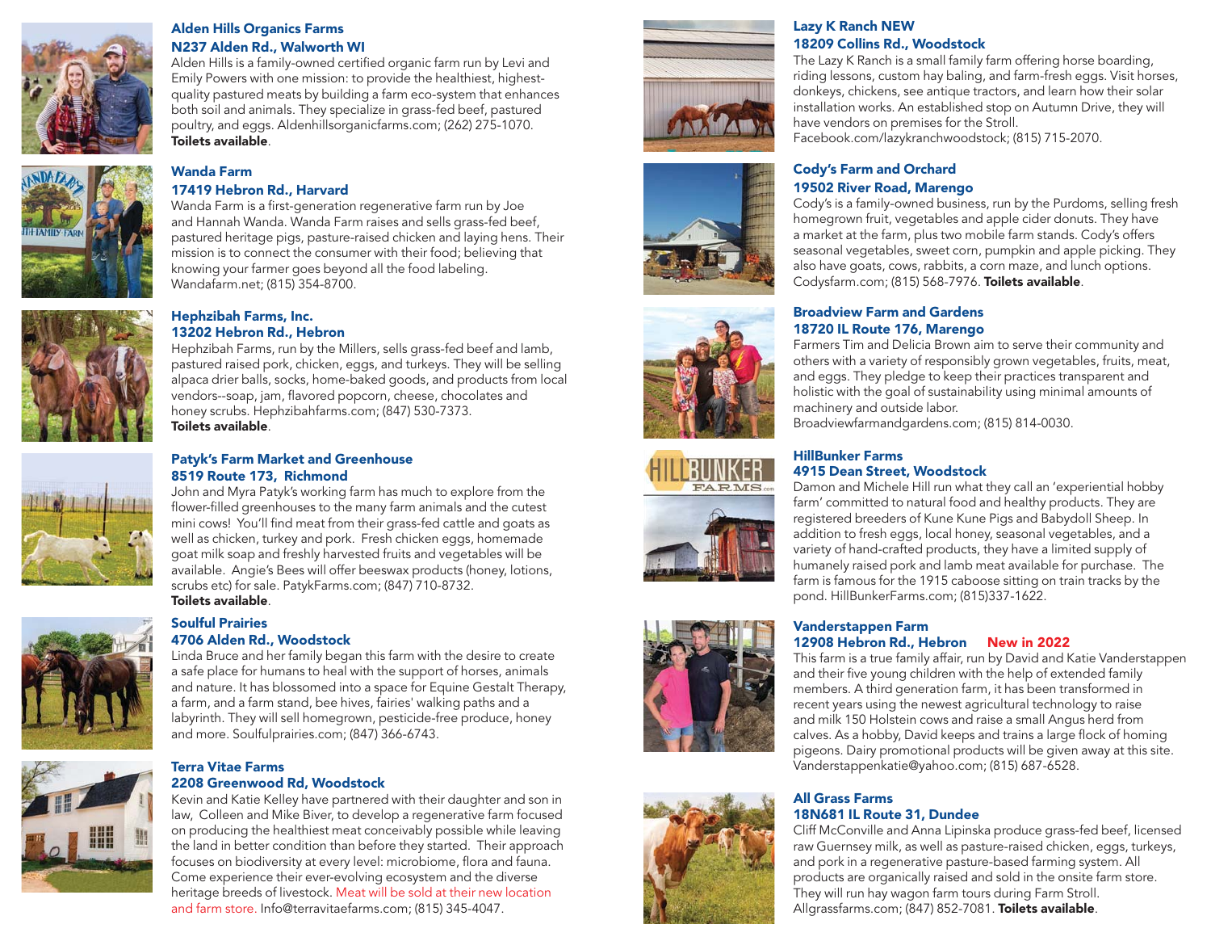### Alden Hills Organics Farms
### N237 Alden Rd., Walworth WI

Alden Hills is a family-owned certified organic farm run by Levi and Emily Powers with one mission: to provide the healthiest, highest-quality pastured meats by building a farm eco-system that enhances both soil and animals. They specialize in grass-fed beef, pastured poultry, and eggs. Aldenhillsorganicfarms.com; (262) 275-1070. **Toilets available**.

### Wanda Farm
### 17419 Hebron Rd., Harvard

Wanda Farm is a first-generation regenerative farm run by Joe and Hannah Wanda. Wanda Farm raises and sells grass-fed beef, pastured heritage pigs, pasture-raised chicken and laying hens. Their mission is to connect the consumer with their food; believing that knowing your farmer goes beyond all the food labeling. Wandafarm.net; (815) 354-8700.

### Hephzibah Farms, Inc.
### 13202 Hebron Rd., Hebron

Hephzibah Farms, run by the Millers, sells grass-fed beef and lamb, pastured raised pork, chicken, eggs, and turkeys. They will be selling alpaca drier balls, socks, home-baked goods, and products from local vendors--soap, jam, flavored popcorn, cheese, chocolates and honey scrubs. Hephzibahfarms.com; (847) 530-7373.
**Toilets available**.

### Patyk's Farm Market and Greenhouse
### 8519 Route 173, Richmond

John and Myra Patyk's working farm has much to explore from the flower-filled greenhouses to the many farm animals and the cutest mini cows! You'll find meat from their grass-fed cattle and goats as well as chicken, turkey and pork. Fresh chicken eggs, homemade goat milk soap and freshly harvested fruits and vegetables will be available. Angie's Bees will offer beeswax products (honey, lotions, scrubs etc) for sale. PatykFarms.com; (847) 710-8732.
**Toilets available**.

### Soulful Prairies
### 4706 Alden Rd., Woodstock

Linda Bruce and her family began this farm with the desire to create a safe place for humans to heal with the support of horses, animals and nature. It has blossomed into a space for Equine Gestalt Therapy, a farm, and a farm stand, bee hives, fairies' walking paths and a labyrinth. They will sell homegrown, pesticide-free produce, honey and more. Soulfulprairies.com; (847) 366-6743.

### Terra Vitae Farms
### 2208 Greenwood Rd, Woodstock

Kevin and Katie Kelley have partnered with their daughter and son in law, Colleen and Mike Biver, to develop a regenerative farm focused on producing the healthiest meat conceivably possible while leaving the land in better condition than before they started. Their approach focuses on biodiversity at every level: microbiome, flora and fauna. Come experience their ever-evolving ecosystem and the diverse heritage breeds of livestock. Meat will be sold at their new location and farm store. Info@terravitaefarms.com; (815) 345-4047.

### Lazy K Ranch NEW
### 18209 Collins Rd., Woodstock

The Lazy K Ranch is a small family farm offering horse boarding, riding lessons, custom hay baling, and farm-fresh eggs. Visit horses, donkeys, chickens, see antique tractors, and learn how their solar installation works. An established stop on Autumn Drive, they will have vendors on premises for the Stroll.
Facebook.com/lazykranchwoodstock; (815) 715-2070.

### Cody's Farm and Orchard
### 19502 River Road, Marengo

Cody's is a family-owned business, run by the Purdoms, selling fresh homegrown fruit, vegetables and apple cider donuts. They have a market at the farm, plus two mobile farm stands. Cody's offers seasonal vegetables, sweet corn, pumpkin and apple picking. They also have goats, cows, rabbits, a corn maze, and lunch options. Codysfarm.com; (815) 568-7976. **Toilets available**.

### Broadview Farm and Gardens
### 18720 IL Route 176, Marengo

Farmers Tim and Delicia Brown aim to serve their community and others with a variety of responsibly grown vegetables, fruits, meat, and eggs. They pledge to keep their practices transparent and holistic with the goal of sustainability using minimal amounts of machinery and outside labor.
Broadviewfarmandgardens.com; (815) 814-0030.

### HillBunker Farms
### 4915 Dean Street, Woodstock

Damon and Michele Hill run what they call an 'experiential hobby farm' committed to natural food and healthy products. They are registered breeders of Kune Kune Pigs and Babydoll Sheep. In addition to fresh eggs, local honey, seasonal vegetables, and a variety of hand-crafted products, they have a limited supply of humanely raised pork and lamb meat available for purchase. The farm is famous for the 1915 caboose sitting on train tracks by the pond. HillBunkerFarms.com; (815)337-1622.

### Vanderstappen Farm
### 12908 Hebron Rd., Hebron — New in 2022

This farm is a true family affair, run by David and Katie Vanderstappen and their five young children with the help of extended family members. A third generation farm, it has been transformed in recent years using the newest agricultural technology to raise and milk 150 Holstein cows and raise a small Angus herd from calves. As a hobby, David keeps and trains a large flock of homing pigeons. Dairy promotional products will be given away at this site. Vanderstappenkatie@yahoo.com; (815) 687-6528.

### All Grass Farms
### 18N681 IL Route 31, Dundee

Cliff McConville and Anna Lipinska produce grass-fed beef, licensed raw Guernsey milk, as well as pasture-raised chicken, eggs, turkeys, and pork in a regenerative pasture-based farming system. All products are organically raised and sold in the onsite farm store. They will run hay wagon farm tours during Farm Stroll. Allgrassfarms.com; (847) 852-7081. **Toilets available**.